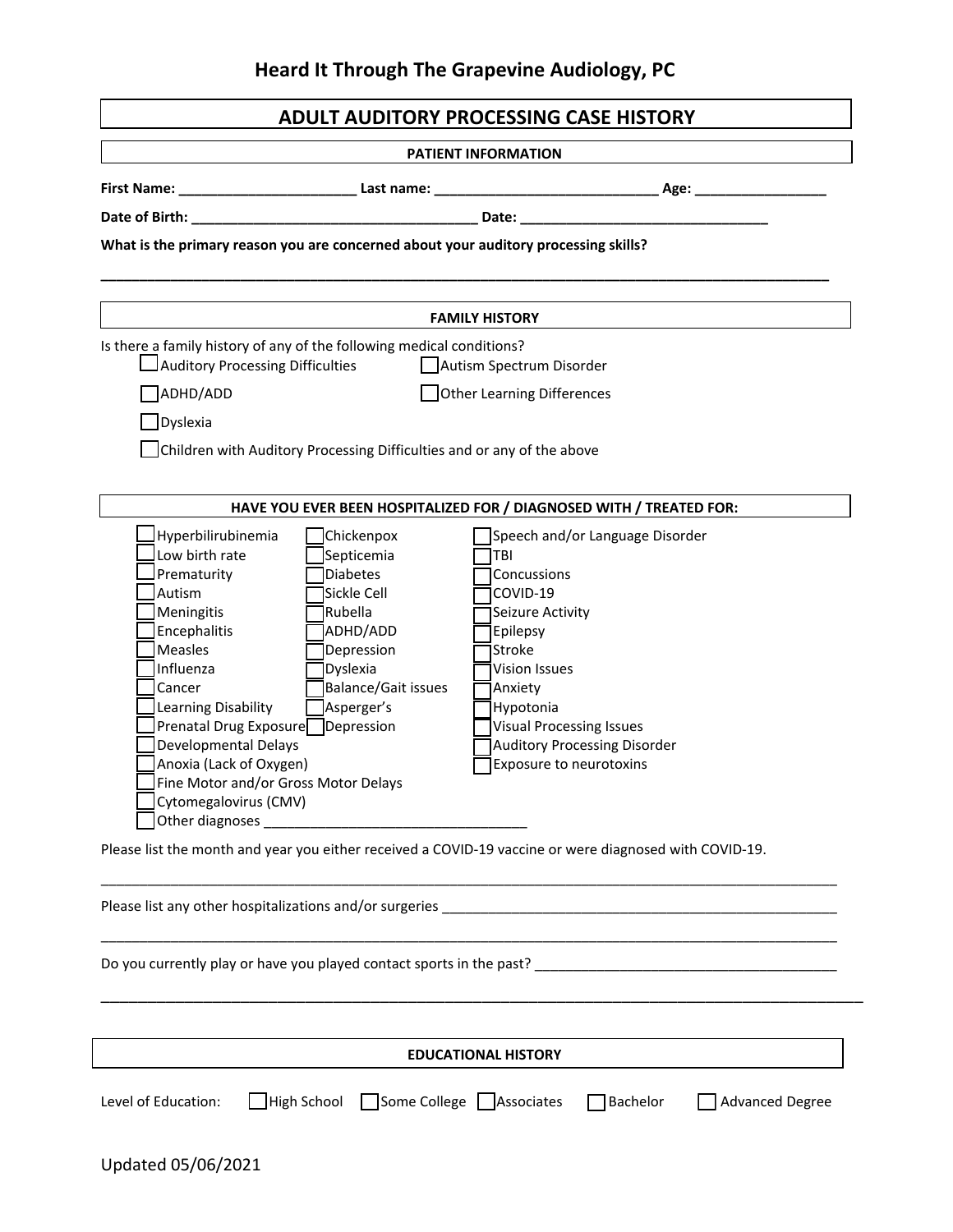# Heard It Through The Grapevine Audiology, PC

## ADULT AUDITORY PROCESSING CASE HISTORY

### PATIENT INFORMATION

**First Name:** ______________________ **Last name:** ____________________________ **Age:** ________________

**Date of Birth:** ____________________________________ **Date:** ________________________________

**What is the primary reason you are concerned about your auditory processing skills?**

________________________________________________________________________________________________

### FAMILY HISTORY

Is there a family history of any of the following medical conditions?

- ☐ Auditory Processing Difficulties
- ☐ Autism Spectrum Disorder
- ☐ ADHD/ADD
- ☐ Other Learning Differences
- ☐ Dyslexia
- ☐ Children with Auditory Processing Difficulties and or any of the above

### HAVE YOU EVER BEEN HOSPITALIZED FOR / DIAGNOSED WITH / TREATED FOR:

- ☐ Hyperbilirubinemia
- ☐ Low birth rate
- ☐ Prematurity
- ☐ Autism
- ☐ Meningitis
- ☐ Encephalitis
- ☐ Measles
- ☐ Influenza
- ☐ Cancer
- ☐ Learning Disability
- ☐ Prenatal Drug Exposure
- ☐ Developmental Delays
- ☐ Anoxia (Lack of Oxygen)
- ☐ Fine Motor and/or Gross Motor Delays
- ☐ Cytomegalovirus (CMV)
- ☐ Other diagnoses __________________________________
- ☐ Chickenpox
- ☐ Septicemia
- ☐ Diabetes
- ☐ Sickle Cell
- ☐ Rubella
- ☐ ADHD/ADD
- ☐ Depression
- ☐ Dyslexia
- ☐ Balance/Gait issues
- ☐ Asperger's
- ☐ Depression
- ☐ Speech and/or Language Disorder
- ☐ TBI
- ☐ Concussions
- ☐ COVID-19
- ☐ Seizure Activity
- ☐ Epilepsy
- ☐ Stroke
- ☐ Vision Issues
- ☐ Anxiety
- ☐ Hypotonia
- ☐ Visual Processing Issues
- ☐ Auditory Processing Disorder
- ☐ Exposure to neurotoxins

Please list the month and year you either received a COVID-19 vaccine or were diagnosed with COVID-19.

________________________________________________________________________________________________

Please list any other hospitalizations and/or surgeries ____________________________________________________

________________________________________________________________________________________________

Do you currently play or have you played contact sports in the past? ______________________________________

________________________________________________________________________________________________

### EDUCATIONAL HISTORY

Level of Education: ☐ High School ☐ Some College ☐ Associates ☐ Bachelor ☐ Advanced Degree

Updated 05/06/2021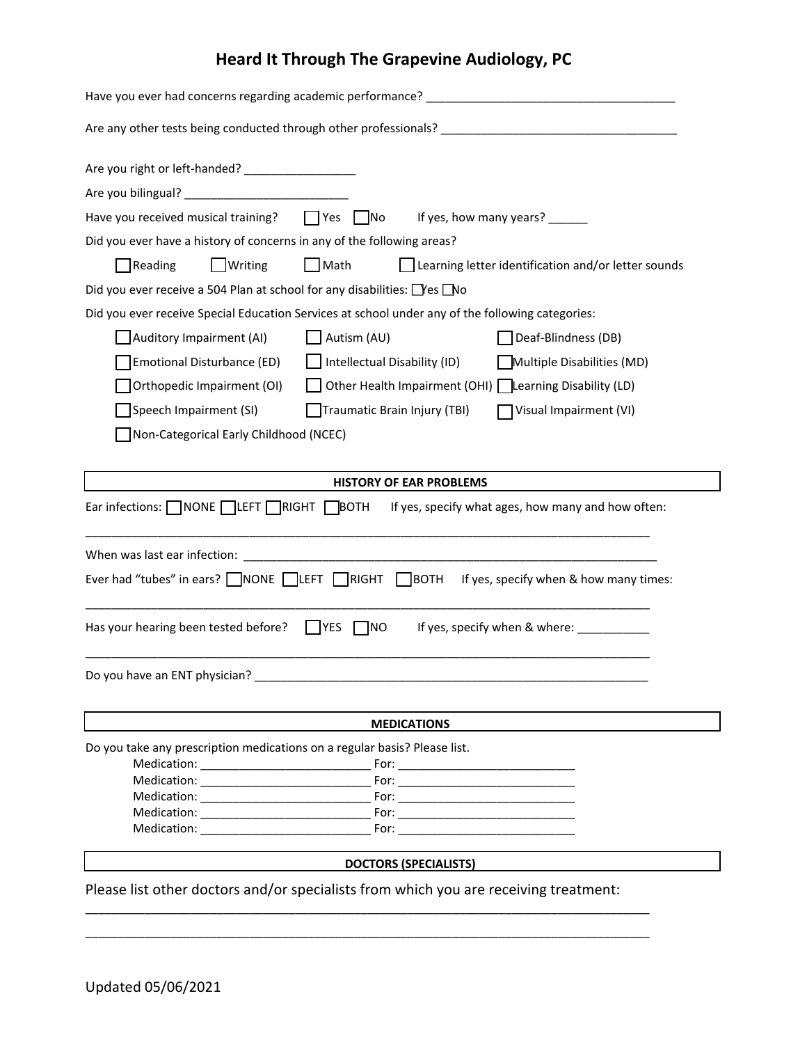# Heard It Through The Grapevine Audiology, PC

Have you ever had concerns regarding academic performance? ______________________________________

Are any other tests being conducted through other professionals? ____________________________________

Are you right or left-handed? _________________

Are you bilingual? _________________________

Have you received musical training? ☐ Yes ☐ No If yes, how many years? ______

Did you ever have a history of concerns in any of the following areas?

☐ Reading ☐ Writing ☐ Math ☐ Learning letter identification and/or letter sounds

Did you ever receive a 504 Plan at school for any disabilities: ☐ Yes ☐ No

Did you ever receive Special Education Services at school under any of the following categories:

☐ Auditory Impairment (AI) ☐ Autism (AU) ☐ Deaf-Blindness (DB)

☐ Emotional Disturbance (ED) ☐ Intellectual Disability (ID) ☐ Multiple Disabilities (MD)

☐ Orthopedic Impairment (OI) ☐ Other Health Impairment (OHI) ☐ Learning Disability (LD)

☐ Speech Impairment (SI) ☐ Traumatic Brain Injury (TBI) ☐ Visual Impairment (VI)

☐ Non-Categorical Early Childhood (NCEC)

## HISTORY OF EAR PROBLEMS

Ear infections: ☐ NONE ☐ LEFT ☐ RIGHT ☐ BOTH If yes, specify what ages, how many and how often:

_____________________________________________________________________________________

When was last ear infection: _______________________________________________________________

Ever had "tubes" in ears? ☐ NONE ☐ LEFT ☐ RIGHT ☐ BOTH If yes, specify when & how many times:

_____________________________________________________________________________________

Has your hearing been tested before? ☐ YES ☐ NO If yes, specify when & where: ___________

_____________________________________________________________________________________

Do you have an ENT physician? ___________________________________________________________

## MEDICATIONS

Do you take any prescription medications on a regular basis? Please list.

Medication: __________________________ For: ___________________________

Medication: __________________________ For: ___________________________

Medication: __________________________ For: ___________________________

Medication: __________________________ For: ___________________________

Medication: __________________________ For: ___________________________

## DOCTORS (SPECIALISTS)

Please list other doctors and/or specialists from which you are receiving treatment:

_____________________________________________________________________________________

_____________________________________________________________________________________

Updated 05/06/2021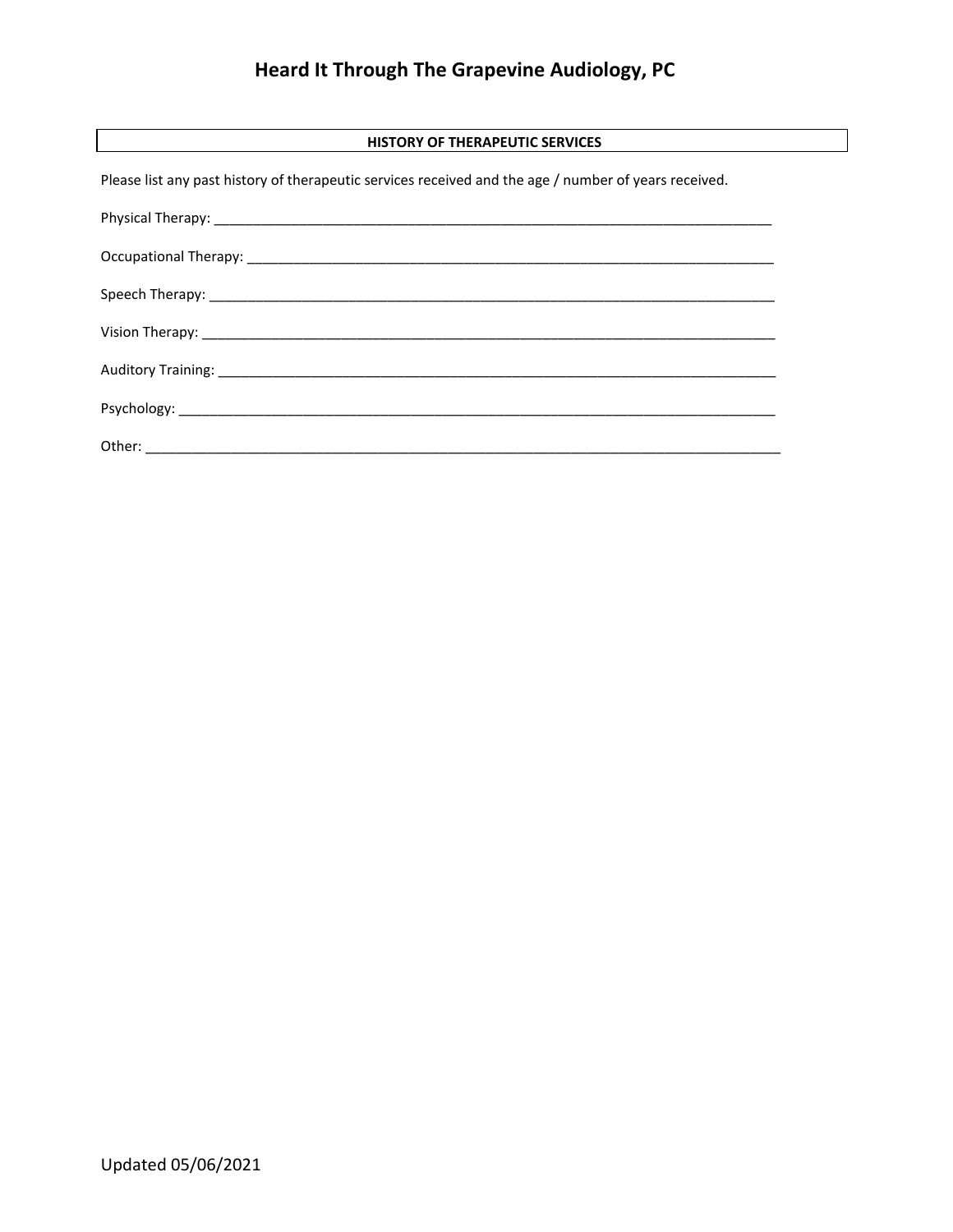# Heard It Through The Grapevine Audiology, PC

**HISTORY OF THERAPEUTIC SERVICES**

Please list any past history of therapeutic services received and the age / number of years received.

Physical Therapy: ___________________________________________________________________________

Occupational Therapy: ________________________________________________________________________

Speech Therapy: _____________________________________________________________________________

Vision Therapy: ______________________________________________________________________________

Auditory Training: ____________________________________________________________________________

Psychology: _________________________________________________________________________________

Other: _____________________________________________________________________________________

Updated 05/06/2021